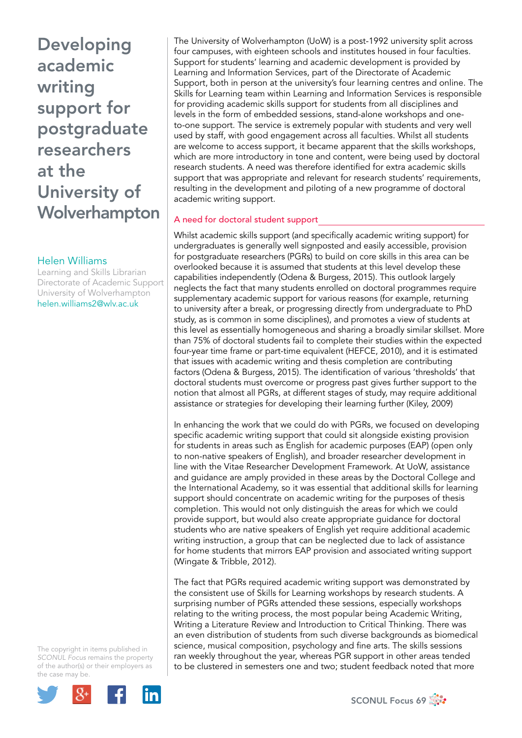# Developing academic writing support for postgraduate researchers at the University of Wolverhampton

Helen Williams
Learning and Skills Librarian
Directorate of Academic Support
University of Wolverhampton
helen.williams2@wlv.ac.uk

The University of Wolverhampton (UoW) is a post-1992 university split across four campuses, with eighteen schools and institutes housed in four faculties. Support for students' learning and academic development is provided by Learning and Information Services, part of the Directorate of Academic Support, both in person at the university's four learning centres and online. The Skills for Learning team within Learning and Information Services is responsible for providing academic skills support for students from all disciplines and levels in the form of embedded sessions, stand-alone workshops and one-to-one support. The service is extremely popular with students and very well used by staff, with good engagement across all faculties. Whilst all students are welcome to access support, it became apparent that the skills workshops, which are more introductory in tone and content, were being used by doctoral research students. A need was therefore identified for extra academic skills support that was appropriate and relevant for research students' requirements, resulting in the development and piloting of a new programme of doctoral academic writing support.

## A need for doctoral student support

Whilst academic skills support (and specifically academic writing support) for undergraduates is generally well signposted and easily accessible, provision for postgraduate researchers (PGRs) to build on core skills in this area can be overlooked because it is assumed that students at this level develop these capabilities independently (Odena & Burgess, 2015). This outlook largely neglects the fact that many students enrolled on doctoral programmes require supplementary academic support for various reasons (for example, returning to university after a break, or progressing directly from undergraduate to PhD study, as is common in some disciplines), and promotes a view of students at this level as essentially homogeneous and sharing a broadly similar skillset. More than 75% of doctoral students fail to complete their studies within the expected four-year time frame or part-time equivalent (HEFCE, 2010), and it is estimated that issues with academic writing and thesis completion are contributing factors (Odena & Burgess, 2015). The identification of various 'thresholds' that doctoral students must overcome or progress past gives further support to the notion that almost all PGRs, at different stages of study, may require additional assistance or strategies for developing their learning further (Kiley, 2009)

In enhancing the work that we could do with PGRs, we focused on developing specific academic writing support that could sit alongside existing provision for students in areas such as English for academic purposes (EAP) (open only to non-native speakers of English), and broader researcher development in line with the Vitae Researcher Development Framework. At UoW, assistance and guidance are amply provided in these areas by the Doctoral College and the International Academy, so it was essential that additional skills for learning support should concentrate on academic writing for the purposes of thesis completion. This would not only distinguish the areas for which we could provide support, but would also create appropriate guidance for doctoral students who are native speakers of English yet require additional academic writing instruction, a group that can be neglected due to lack of assistance for home students that mirrors EAP provision and associated writing support (Wingate & Tribble, 2012).

The fact that PGRs required academic writing support was demonstrated by the consistent use of Skills for Learning workshops by research students. A surprising number of PGRs attended these sessions, especially workshops relating to the writing process, the most popular being Academic Writing, Writing a Literature Review and Introduction to Critical Thinking. There was an even distribution of students from such diverse backgrounds as biomedical science, musical composition, psychology and fine arts. The skills sessions ran weekly throughout the year, whereas PGR support in other areas tended to be clustered in semesters one and two; student feedback noted that more

The copyright in items published in *SCONUL Focus* remains the property of the author(s) or their employers as the case may be.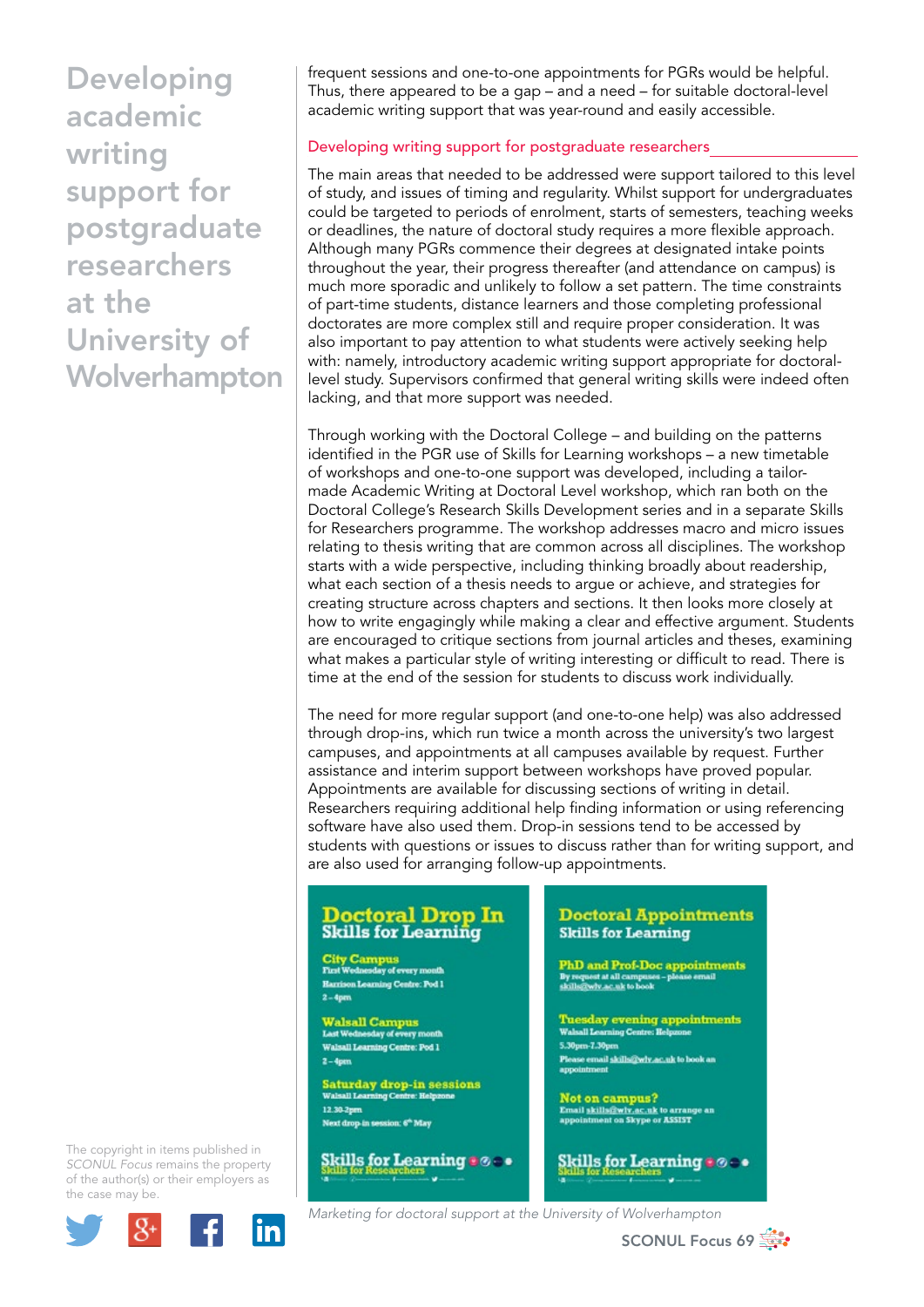frequent sessions and one-to-one appointments for PGRs would be helpful. Thus, there appeared to be a gap – and a need – for suitable doctoral-level academic writing support that was year-round and easily accessible.

## Developing writing support for postgraduate researchers

The main areas that needed to be addressed were support tailored to this level of study, and issues of timing and regularity. Whilst support for undergraduates could be targeted to periods of enrolment, starts of semesters, teaching weeks or deadlines, the nature of doctoral study requires a more flexible approach. Although many PGRs commence their degrees at designated intake points throughout the year, their progress thereafter (and attendance on campus) is much more sporadic and unlikely to follow a set pattern. The time constraints of part-time students, distance learners and those completing professional doctorates are more complex still and require proper consideration. It was also important to pay attention to what students were actively seeking help with: namely, introductory academic writing support appropriate for doctoral-level study. Supervisors confirmed that general writing skills were indeed often lacking, and that more support was needed.

Through working with the Doctoral College – and building on the patterns identified in the PGR use of Skills for Learning workshops – a new timetable of workshops and one-to-one support was developed, including a tailor-made Academic Writing at Doctoral Level workshop, which ran both on the Doctoral College's Research Skills Development series and in a separate Skills for Researchers programme. The workshop addresses macro and micro issues relating to thesis writing that are common across all disciplines. The workshop starts with a wide perspective, including thinking broadly about readership, what each section of a thesis needs to argue or achieve, and strategies for creating structure across chapters and sections. It then looks more closely at how to write engagingly while making a clear and effective argument. Students are encouraged to critique sections from journal articles and theses, examining what makes a particular style of writing interesting or difficult to read. There is time at the end of the session for students to discuss work individually.

The need for more regular support (and one-to-one help) was also addressed through drop-ins, which run twice a month across the university's two largest campuses, and appointments at all campuses available by request. Further assistance and interim support between workshops have proved popular. Appointments are available for discussing sections of writing in detail. Researchers requiring additional help finding information or using referencing software have also used them. Drop-in sessions tend to be accessed by students with questions or issues to discuss rather than for writing support, and are also used for arranging follow-up appointments.

**Doctoral Drop In**
**Skills for Learning**

**City Campus**
First Wednesday of every month
Harrison Learning Centre: Pod 1
2 – 4pm

**Walsall Campus**
Last Wednesday of every month
Walsall Learning Centre: Pod 1
2 – 4pm

**Saturday drop-in sessions**
Walsall Learning Centre: Helpzone
12.30-2pm
Next drop-in session: 6th May

**Doctoral Appointments**
**Skills for Learning**

**PhD and Prof-Doc appointments**
By request at all campuses – please email skills@wlv.ac.uk to book

**Tuesday evening appointments**
Walsall Learning Centre: Helpzone
5.30pm-7.30pm
Please email skills@wlv.ac.uk to book an appointment

**Not on campus?**
Email skills@wlv.ac.uk to arrange an appointment on Skype or ASSIST

*Marketing for doctoral support at the University of Wolverhampton*

The copyright in items published in *SCONUL Focus* remains the property of the author(s) or their employers as the case may be.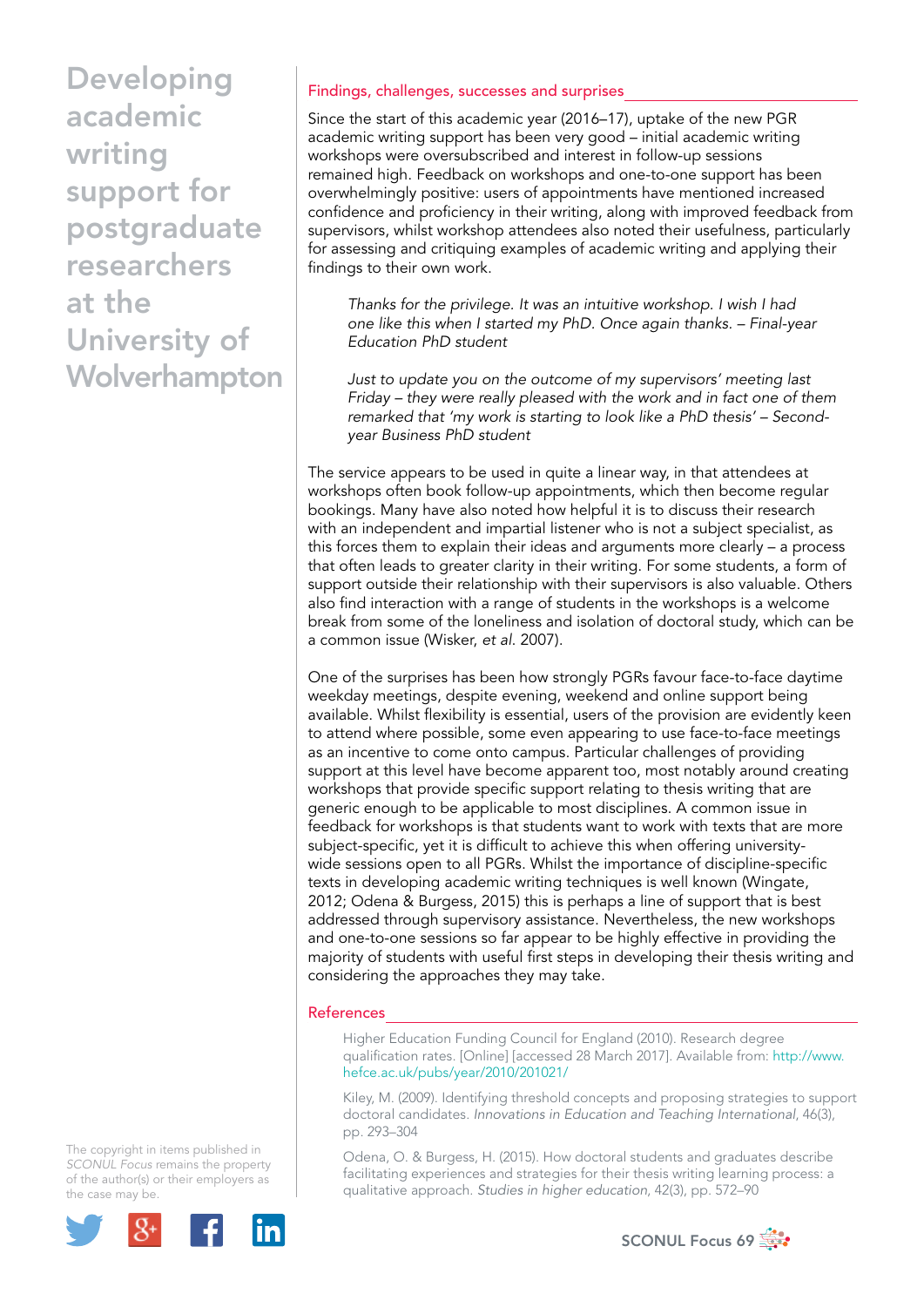## Findings, challenges, successes and surprises

Since the start of this academic year (2016–17), uptake of the new PGR academic writing support has been very good – initial academic writing workshops were oversubscribed and interest in follow-up sessions remained high. Feedback on workshops and one-to-one support has been overwhelmingly positive: users of appointments have mentioned increased confidence and proficiency in their writing, along with improved feedback from supervisors, whilst workshop attendees also noted their usefulness, particularly for assessing and critiquing examples of academic writing and applying their findings to their own work.

> *Thanks for the privilege. It was an intuitive workshop. I wish I had one like this when I started my PhD. Once again thanks. – Final-year Education PhD student*

> *Just to update you on the outcome of my supervisors' meeting last Friday – they were really pleased with the work and in fact one of them remarked that 'my work is starting to look like a PhD thesis' – Second-year Business PhD student*

The service appears to be used in quite a linear way, in that attendees at workshops often book follow-up appointments, which then become regular bookings. Many have also noted how helpful it is to discuss their research with an independent and impartial listener who is not a subject specialist, as this forces them to explain their ideas and arguments more clearly – a process that often leads to greater clarity in their writing. For some students, a form of support outside their relationship with their supervisors is also valuable. Others also find interaction with a range of students in the workshops is a welcome break from some of the loneliness and isolation of doctoral study, which can be a common issue (Wisker, *et al.* 2007).

One of the surprises has been how strongly PGRs favour face-to-face daytime weekday meetings, despite evening, weekend and online support being available. Whilst flexibility is essential, users of the provision are evidently keen to attend where possible, some even appearing to use face-to-face meetings as an incentive to come onto campus. Particular challenges of providing support at this level have become apparent too, most notably around creating workshops that provide specific support relating to thesis writing that are generic enough to be applicable to most disciplines. A common issue in feedback for workshops is that students want to work with texts that are more subject-specific, yet it is difficult to achieve this when offering university-wide sessions open to all PGRs. Whilst the importance of discipline-specific texts in developing academic writing techniques is well known (Wingate, 2012; Odena & Burgess, 2015) this is perhaps a line of support that is best addressed through supervisory assistance. Nevertheless, the new workshops and one-to-one sessions so far appear to be highly effective in providing the majority of students with useful first steps in developing their thesis writing and considering the approaches they may take.

## References

Higher Education Funding Council for England (2010). Research degree qualification rates. [Online] [accessed 28 March 2017]. Available from: http://www.hefce.ac.uk/pubs/year/2010/201021/

Kiley, M. (2009). Identifying threshold concepts and proposing strategies to support doctoral candidates. *Innovations in Education and Teaching International*, 46(3), pp. 293–304

Odena, O. & Burgess, H. (2015). How doctoral students and graduates describe facilitating experiences and strategies for their thesis writing learning process: a qualitative approach. *Studies in higher education*, 42(3), pp. 572–90

The copyright in items published in *SCONUL Focus* remains the property of the author(s) or their employers as the case may be.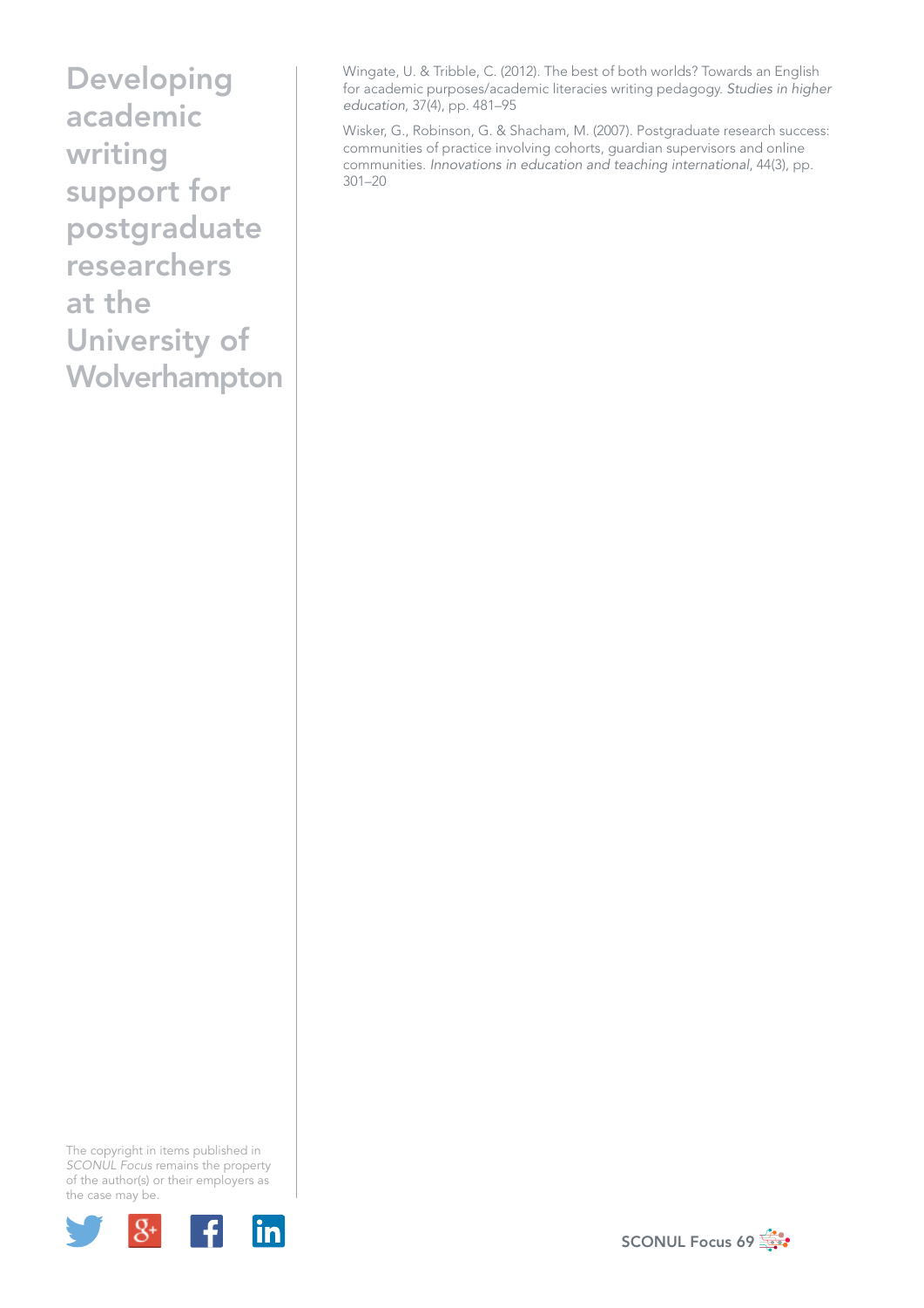Wingate, U. & Tribble, C. (2012). The best of both worlds? Towards an English for academic purposes/academic literacies writing pedagogy. *Studies in higher education*, 37(4), pp. 481–95

Wisker, G., Robinson, G. & Shacham, M. (2007). Postgraduate research success: communities of practice involving cohorts, guardian supervisors and online communities. *Innovations in education and teaching international*, 44(3), pp. 301–20

The copyright in items published in *SCONUL Focus* remains the property of the author(s) or their employers as the case may be.